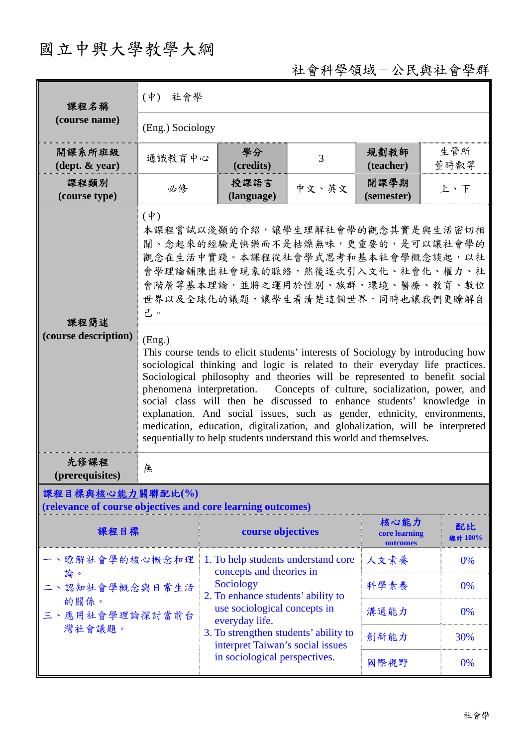# 國立中興大學教學大綱

社會科學領域－公民與社會學群

| 課程名稱 (course name) | (中) 社會學 | | | | |
|---|---|---|---|---|---|
| | (Eng.) Sociology | | | | |
| 開課系所班級 (dept. & year) | 通識教育中心 | 學分 (credits) | 3 | 規劃教師 (teacher) | 生管所 董時叡等 |
| 課程類別 (course type) | 必修 | 授課語言 (language) | 中文、英文 | 開課學期 (semester) | 上、下 |
| 課程簡述 (course description) | (中) 本課程嘗試以淺顯的介紹，讓學生理解社會學的觀念其實是與生活密切相關、念起來的經驗是快樂而不是枯燥無味，更重要的，是可以讓社會學的觀念在生活中實踐。本課程從社會學式思考和基本社會學概念談起，以社會學理論鋪陳出社會現象的脈絡，然後逐次引入文化、社會化、權力、社會階層等基本理論，並將之運用於性別、族群、環境、醫療、教育、數位世界以及全球化的議題，讓學生看清楚這個世界，同時也讓我們更瞭解自己。 | | | | |
| | (Eng.) This course tends to elicit students' interests of Sociology by introducing how sociological thinking and logic is related to their everyday life practices. Sociological philosophy and theories will be represented to benefit social phenomena interpretation. Concepts of culture, socialization, power, and social class will then be discussed to enhance students' knowledge in explanation. And social issues, such as gender, ethnicity, environments, medication, education, digitalization, and globalization, will be interpreted sequentially to help students understand this world and themselves. | | | | |
| 先修課程 (prerequisites) | 無 | | | | |

**課程目標與核心能力關聯配比(%)**
**(relevance of course objectives and core learning outcomes)**

| 課程目標 | course objectives | 核心能力 core learning outcomes | 配比 總計 100% |
|---|---|---|---|
| 一、瞭解社會學的核心概念和理論。<br>二、認知社會學概念與日常生活的關係。<br>三、應用社會學理論探討當前台灣社會議題。 | 1. To help students understand core concepts and theories in Sociology<br>2. To enhance students' ability to use sociological concepts in everyday life.<br>3. To strengthen students' ability to interpret Taiwan's social issues in sociological perspectives. | 人文素養 | 0% |
| | | 科學素養 | 0% |
| | | 溝通能力 | 0% |
| | | 創新能力 | 30% |
| | | 國際視野 | 0% |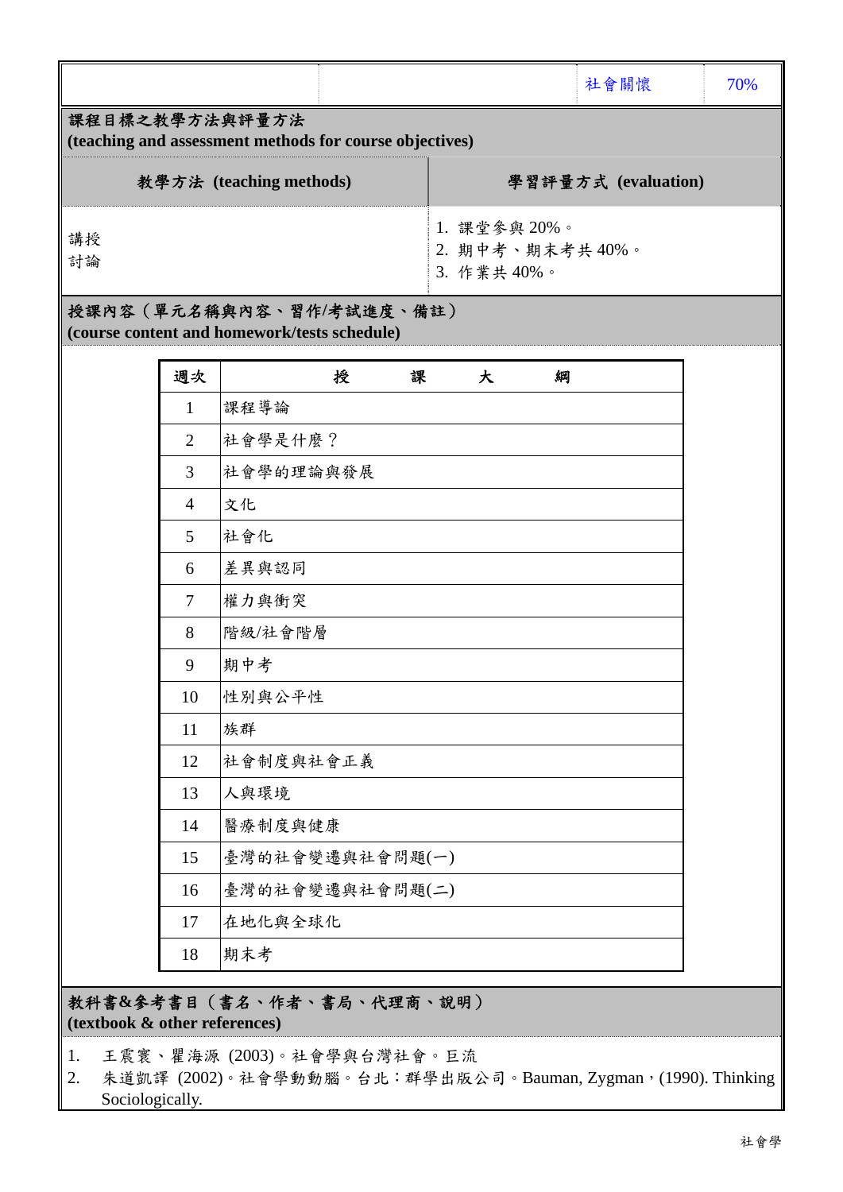| | | 社會關懷 | 70% |
|---|---|---|---|

## 課程目標之教學方法與評量方法
**(teaching and assessment methods for course objectives)**

| 教學方法 (teaching methods) | 學習評量方式 (evaluation) |
|---|---|
| 講授<br>討論 | 1. 課堂參與 20%。<br>2. 期中考、期末考共 40%。<br>3. 作業共 40%。 |

## 授課內容（單元名稱與內容、習作/考試進度、備註）
**(course content and homework/tests schedule)**

| 週次 | 授　課　大　綱 |
|---|---|
| 1 | 課程導論 |
| 2 | 社會學是什麼？ |
| 3 | 社會學的理論與發展 |
| 4 | 文化 |
| 5 | 社會化 |
| 6 | 差異與認同 |
| 7 | 權力與衝突 |
| 8 | 階級/社會階層 |
| 9 | 期中考 |
| 10 | 性別與公平性 |
| 11 | 族群 |
| 12 | 社會制度與社會正義 |
| 13 | 人與環境 |
| 14 | 醫療制度與健康 |
| 15 | 臺灣的社會變遷與社會問題(一) |
| 16 | 臺灣的社會變遷與社會問題(二) |
| 17 | 在地化與全球化 |
| 18 | 期末考 |

## 教科書&參考書目（書名、作者、書局、代理商、說明）
**(textbook & other references)**

1. 王震寰、瞿海源 (2003)。社會學與台灣社會。巨流
2. 朱道凱譯 (2002)。社會學動動腦。台北：群學出版公司。Bauman, Zygman，(1990). Thinking Sociologically.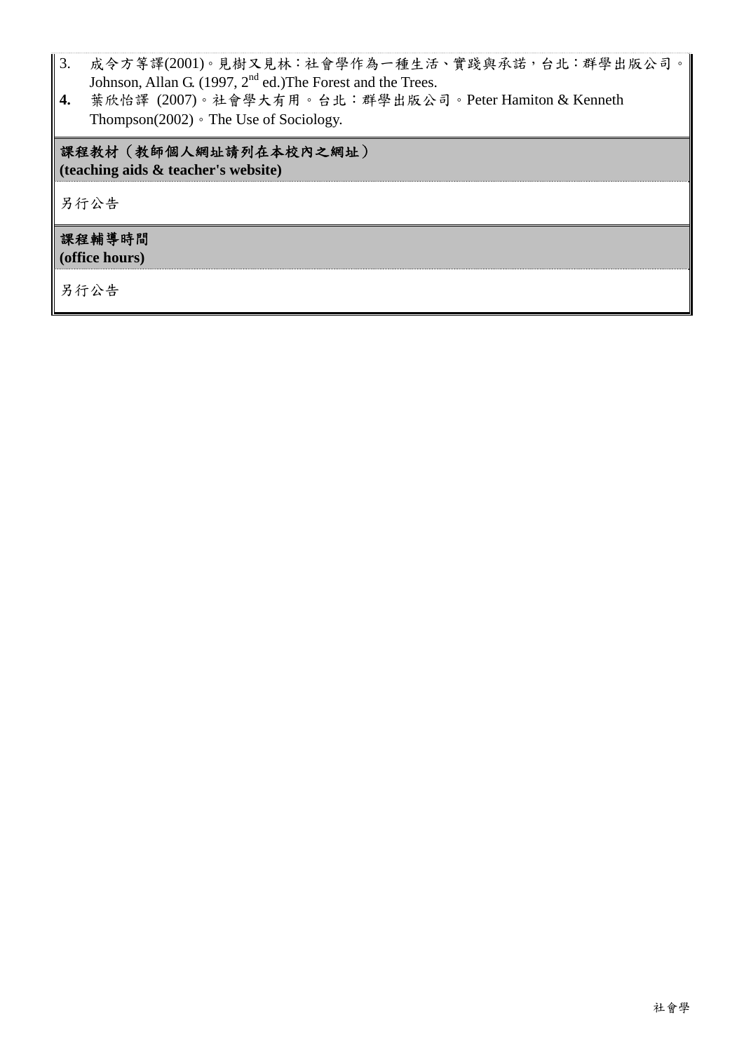3. 成令方等譯(2001)。見樹又見林：社會學作為一種生活、實踐與承諾，台北：群學出版公司。Johnson, Allan G. (1997, 2nd ed.)The Forest and the Trees.
4. 葉欣怡譯 (2007)。社會學大有用。台北：群學出版公司。Peter Hamiton & Kenneth Thompson(2002)。The Use of Sociology.

**課程教材（教師個人網址請列在本校內之網址）**
**(teaching aids & teacher's website)**

另行公告

**課程輔導時間**
**(office hours)**

另行公告